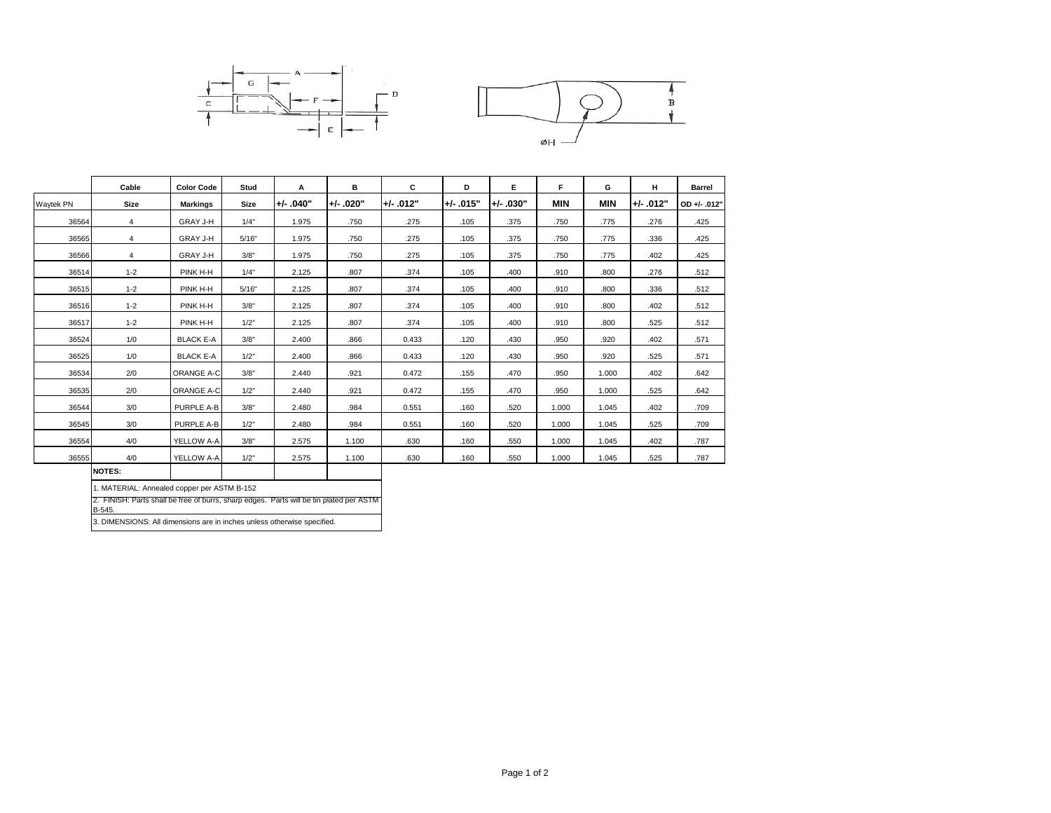| | Cable | Color Code | Stud | A | B | C | D | E | F | G | H | Barrel |
|---|---|---|---|---|---|---|---|---|---|---|---|---|
| Waytek PN | Size | Markings | Size | +/- .040" | +/- .020" | +/- .012" | +/- .015" | +/- .030" | MIN | MIN | +/- .012" | OD +/- .012" |
| 36564 | 4 | GRAY J-H | 1/4" | 1.975 | .750 | .275 | .105 | .375 | .750 | .775 | .276 | .425 |
| 36565 | 4 | GRAY J-H | 5/16" | 1.975 | .750 | .275 | .105 | .375 | .750 | .775 | .336 | .425 |
| 36566 | 4 | GRAY J-H | 3/8" | 1.975 | .750 | .275 | .105 | .375 | .750 | .775 | .402 | .425 |
| 36514 | 1-2 | PINK H-H | 1/4" | 2.125 | .807 | .374 | .105 | .400 | .910 | .800 | .276 | .512 |
| 36515 | 1-2 | PINK H-H | 5/16" | 2.125 | .807 | .374 | .105 | .400 | .910 | .800 | .336 | .512 |
| 36516 | 1-2 | PINK H-H | 3/8" | 2.125 | .807 | .374 | .105 | .400 | .910 | .800 | .402 | .512 |
| 36517 | 1-2 | PINK H-H | 1/2" | 2.125 | .807 | .374 | .105 | .400 | .910 | .800 | .525 | .512 |
| 36524 | 1/0 | BLACK E-A | 3/8" | 2.400 | .866 | 0.433 | .120 | .430 | .950 | .920 | .402 | .571 |
| 36525 | 1/0 | BLACK E-A | 1/2" | 2.400 | .866 | 0.433 | .120 | .430 | .950 | .920 | .525 | .571 |
| 36534 | 2/0 | ORANGE A-C | 3/8" | 2.440 | .921 | 0.472 | .155 | .470 | .950 | 1.000 | .402 | .642 |
| 36535 | 2/0 | ORANGE A-C | 1/2" | 2.440 | .921 | 0.472 | .155 | .470 | .950 | 1.000 | .525 | .642 |
| 36544 | 3/0 | PURPLE A-B | 3/8" | 2.480 | .984 | 0.551 | .160 | .520 | 1.000 | 1.045 | .402 | .709 |
| 36545 | 3/0 | PURPLE A-B | 1/2" | 2.480 | .984 | 0.551 | .160 | .520 | 1.000 | 1.045 | .525 | .709 |
| 36554 | 4/0 | YELLOW A-A | 3/8" | 2.575 | 1.100 | .630 | .160 | .550 | 1.000 | 1.045 | .402 | .787 |
| 36555 | 4/0 | YELLOW A-A | 1/2" | 2.575 | 1.100 | .630 | .160 | .550 | 1.000 | 1.045 | .525 | .787 |

**NOTES:**

1. MATERIAL: Annealed copper per ASTM B-152
2. FINISH: Parts shall be free of burrs, sharp edges. Parts will be tin plated per ASTM B-545.
3. DIMENSIONS: All dimensions are in inches unless otherwise specified.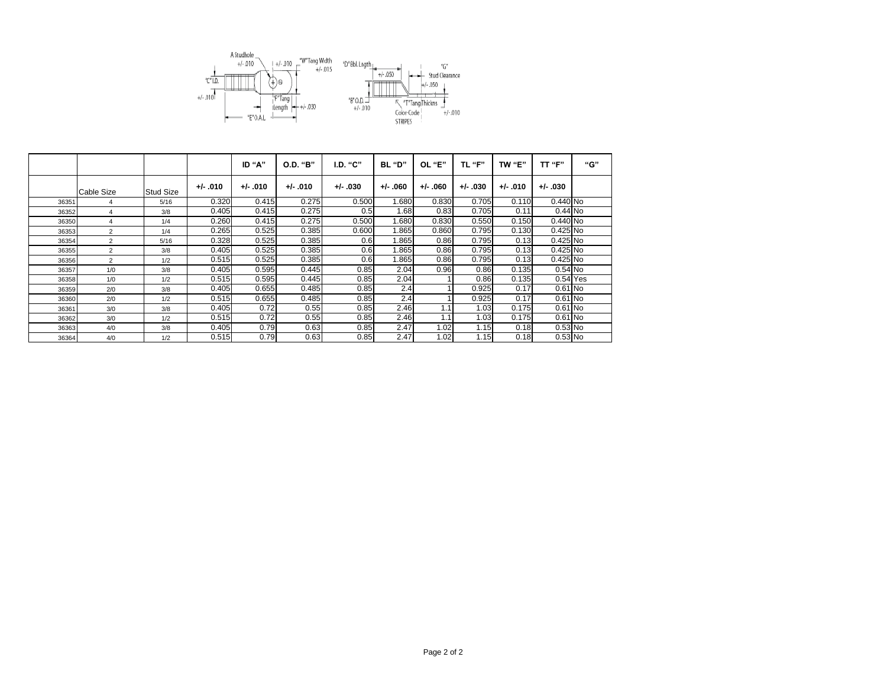A Studhole
+/- .010
+/- .010
"W" Tang Wdth
+/- .015
"C" I.D.
+/- .010
"F" Tang
Length
+/- .030
"E" O.A.L.
"D" Bbl. Lngth
+/- .050
"G"
Stud Clearance
+/- .050
"B" O.D.
+/- .010
"T" Tang Thickns
+/- .010
Color-Code
STRIPES

| | | | | ID "A" | O.D. "B" | I.D. "C" | BL "D" | OL "E" | TL "F" | TW "E" | TT "F" | "G" |
|---|---|---|---|---|---|---|---|---|---|---|---|---|
| | Cable Size | Stud Size | +/- .010 | +/- .010 | +/- .010 | +/- .030 | +/- .060 | +/- .060 | +/- .030 | +/- .010 | +/- .030 | |
| 36351 | 4 | 5/16 | 0.320 | 0.415 | 0.275 | 0.500 | 1.680 | 0.830 | 0.705 | 0.110 | 0.440 | No |
| 36352 | 4 | 3/8 | 0.405 | 0.415 | 0.275 | 0.5 | 1.68 | 0.83 | 0.705 | 0.11 | 0.44 | No |
| 36350 | 4 | 1/4 | 0.260 | 0.415 | 0.275 | 0.500 | 1.680 | 0.830 | 0.550 | 0.150 | 0.440 | No |
| 36353 | 2 | 1/4 | 0.265 | 0.525 | 0.385 | 0.600 | 1.865 | 0.860 | 0.795 | 0.130 | 0.425 | No |
| 36354 | 2 | 5/16 | 0.328 | 0.525 | 0.385 | 0.6 | 1.865 | 0.86 | 0.795 | 0.13 | 0.425 | No |
| 36355 | 2 | 3/8 | 0.405 | 0.525 | 0.385 | 0.6 | 1.865 | 0.86 | 0.795 | 0.13 | 0.425 | No |
| 36356 | 2 | 1/2 | 0.515 | 0.525 | 0.385 | 0.6 | 1.865 | 0.86 | 0.795 | 0.13 | 0.425 | No |
| 36357 | 1/0 | 3/8 | 0.405 | 0.595 | 0.445 | 0.85 | 2.04 | 0.96 | 0.86 | 0.135 | 0.54 | No |
| 36358 | 1/0 | 1/2 | 0.515 | 0.595 | 0.445 | 0.85 | 2.04 | 1 | 0.86 | 0.135 | 0.54 | Yes |
| 36359 | 2/0 | 3/8 | 0.405 | 0.655 | 0.485 | 0.85 | 2.4 | 1 | 0.925 | 0.17 | 0.61 | No |
| 36360 | 2/0 | 1/2 | 0.515 | 0.655 | 0.485 | 0.85 | 2.4 | 1 | 0.925 | 0.17 | 0.61 | No |
| 36361 | 3/0 | 3/8 | 0.405 | 0.72 | 0.55 | 0.85 | 2.46 | 1.1 | 1.03 | 0.175 | 0.61 | No |
| 36362 | 3/0 | 1/2 | 0.515 | 0.72 | 0.55 | 0.85 | 2.46 | 1.1 | 1.03 | 0.175 | 0.61 | No |
| 36363 | 4/0 | 3/8 | 0.405 | 0.79 | 0.63 | 0.85 | 2.47 | 1.02 | 1.15 | 0.18 | 0.53 | No |
| 36364 | 4/0 | 1/2 | 0.515 | 0.79 | 0.63 | 0.85 | 2.47 | 1.02 | 1.15 | 0.18 | 0.53 | No |